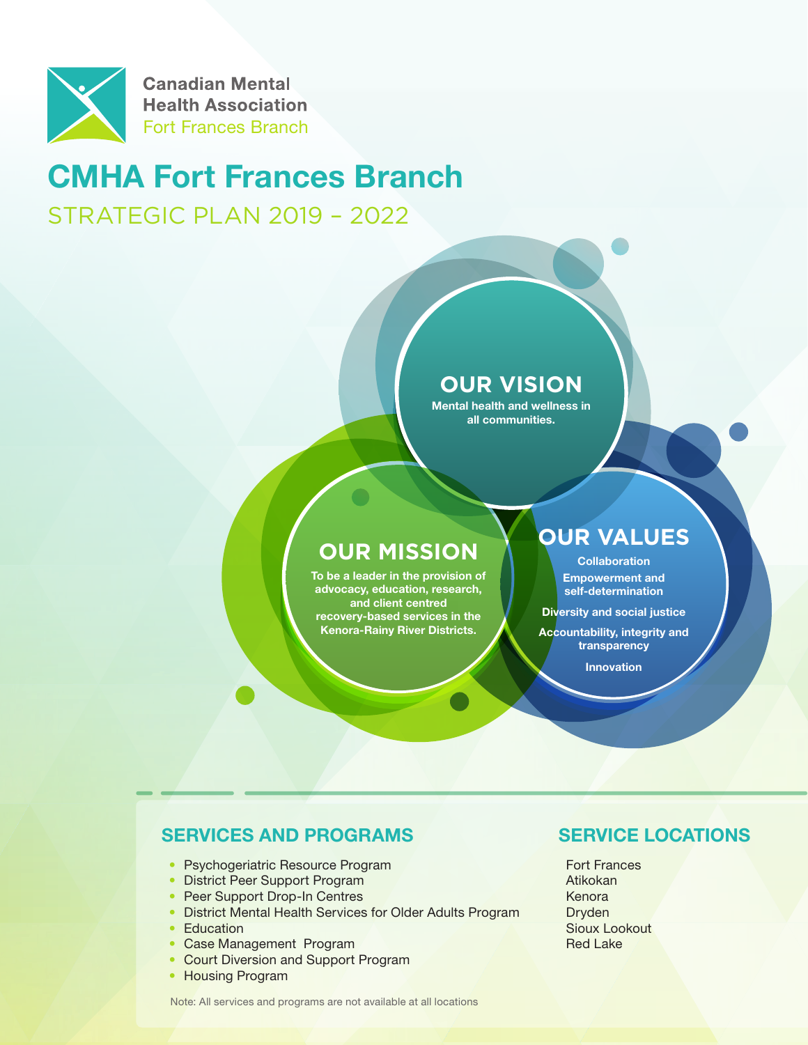Canadian Mental Health Association
Fort Frances Branch

# CMHA Fort Frances Branch

## STRATEGIC PLAN 2019 – 2022

## OUR VISION

Mental health and wellness in all communities.

## OUR MISSION

To be a leader in the provision of advocacy, education, research, and client centred recovery-based services in the Kenora-Rainy River Districts.

## OUR VALUES

- Collaboration
- Empowerment and self-determination
- Diversity and social justice
- Accountability, integrity and transparency
- Innovation

## SERVICES AND PROGRAMS

- Psychogeriatric Resource Program
- District Peer Support Program
- Peer Support Drop-In Centres
- District Mental Health Services for Older Adults Program
- Education
- Case Management Program
- Court Diversion and Support Program
- Housing Program

Note: All services and programs are not available at all locations

## SERVICE LOCATIONS

Fort Frances
Atikokan
Kenora
Dryden
Sioux Lookout
Red Lake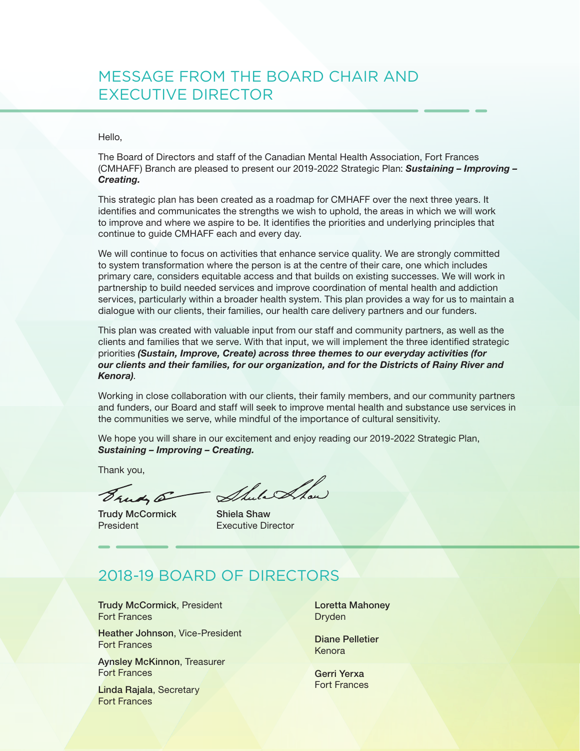## MESSAGE FROM THE BOARD CHAIR AND EXECUTIVE DIRECTOR

Hello,

The Board of Directors and staff of the Canadian Mental Health Association, Fort Frances (CMHAFF) Branch are pleased to present our 2019-2022 Strategic Plan: ***Sustaining – Improving – Creating.***

This strategic plan has been created as a roadmap for CMHAFF over the next three years. It identifies and communicates the strengths we wish to uphold, the areas in which we will work to improve and where we aspire to be. It identifies the priorities and underlying principles that continue to guide CMHAFF each and every day.

We will continue to focus on activities that enhance service quality. We are strongly committed to system transformation where the person is at the centre of their care, one which includes primary care, considers equitable access and that builds on existing successes. We will work in partnership to build needed services and improve coordination of mental health and addiction services, particularly within a broader health system. This plan provides a way for us to maintain a dialogue with our clients, their families, our health care delivery partners and our funders.

This plan was created with valuable input from our staff and community partners, as well as the clients and families that we serve. With that input, we will implement the three identified strategic priorities ***(Sustain, Improve, Create) across three themes to our everyday activities (for our clients and their families, for our organization, and for the Districts of Rainy River and Kenora)***.

Working in close collaboration with our clients, their family members, and our community partners and funders, our Board and staff will seek to improve mental health and substance use services in the communities we serve, while mindful of the importance of cultural sensitivity.

We hope you will share in our excitement and enjoy reading our 2019-2022 Strategic Plan, ***Sustaining – Improving – Creating.***

Thank you,

**Trudy McCormick**
President

**Shiela Shaw**
Executive Director

## 2018-19 BOARD OF DIRECTORS

**Trudy McCormick**, President
Fort Frances

**Heather Johnson**, Vice-President
Fort Frances

**Aynsley McKinnon**, Treasurer
Fort Frances

**Linda Rajala**, Secretary
Fort Frances

**Loretta Mahoney**
Dryden

**Diane Pelletier**
Kenora

**Gerri Yerxa**
Fort Frances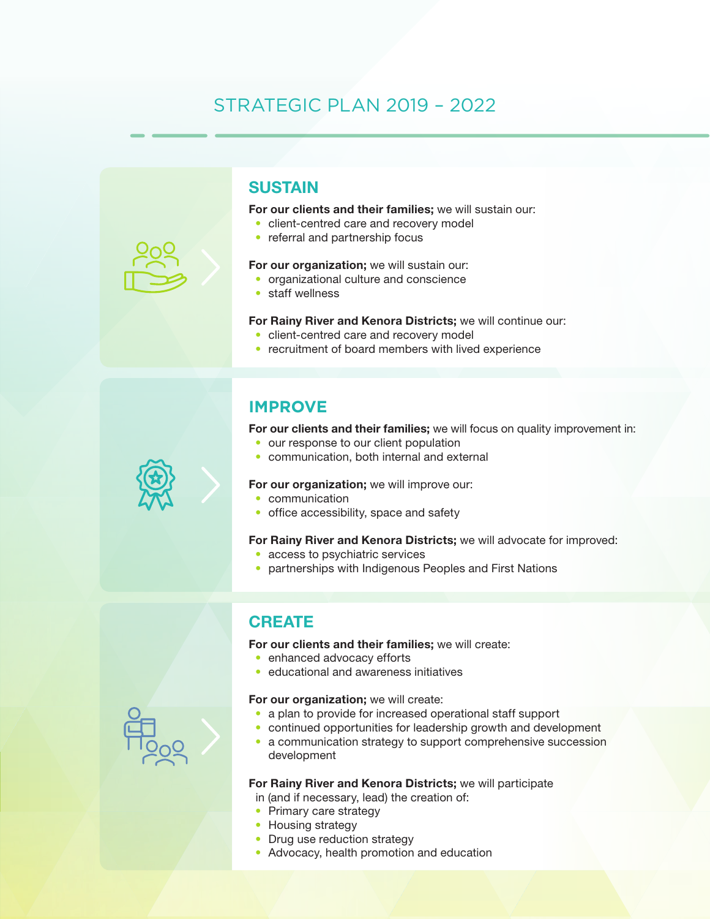# STRATEGIC PLAN 2019 – 2022

## SUSTAIN

**For our clients and their families;** we will sustain our:

- client-centred care and recovery model
- referral and partnership focus

**For our organization;** we will sustain our:

- organizational culture and conscience
- staff wellness

**For Rainy River and Kenora Districts;** we will continue our:

- client-centred care and recovery model
- recruitment of board members with lived experience

## IMPROVE

**For our clients and their families;** we will focus on quality improvement in:

- our response to our client population
- communication, both internal and external

**For our organization;** we will improve our:

- communication
- office accessibility, space and safety

**For Rainy River and Kenora Districts;** we will advocate for improved:

- access to psychiatric services
- partnerships with Indigenous Peoples and First Nations

## CREATE

**For our clients and their families;** we will create:

- enhanced advocacy efforts
- educational and awareness initiatives

**For our organization;** we will create:

- a plan to provide for increased operational staff support
- continued opportunities for leadership growth and development
- a communication strategy to support comprehensive succession development

**For Rainy River and Kenora Districts;** we will participate in (and if necessary, lead) the creation of:

- Primary care strategy
- Housing strategy
- Drug use reduction strategy
- Advocacy, health promotion and education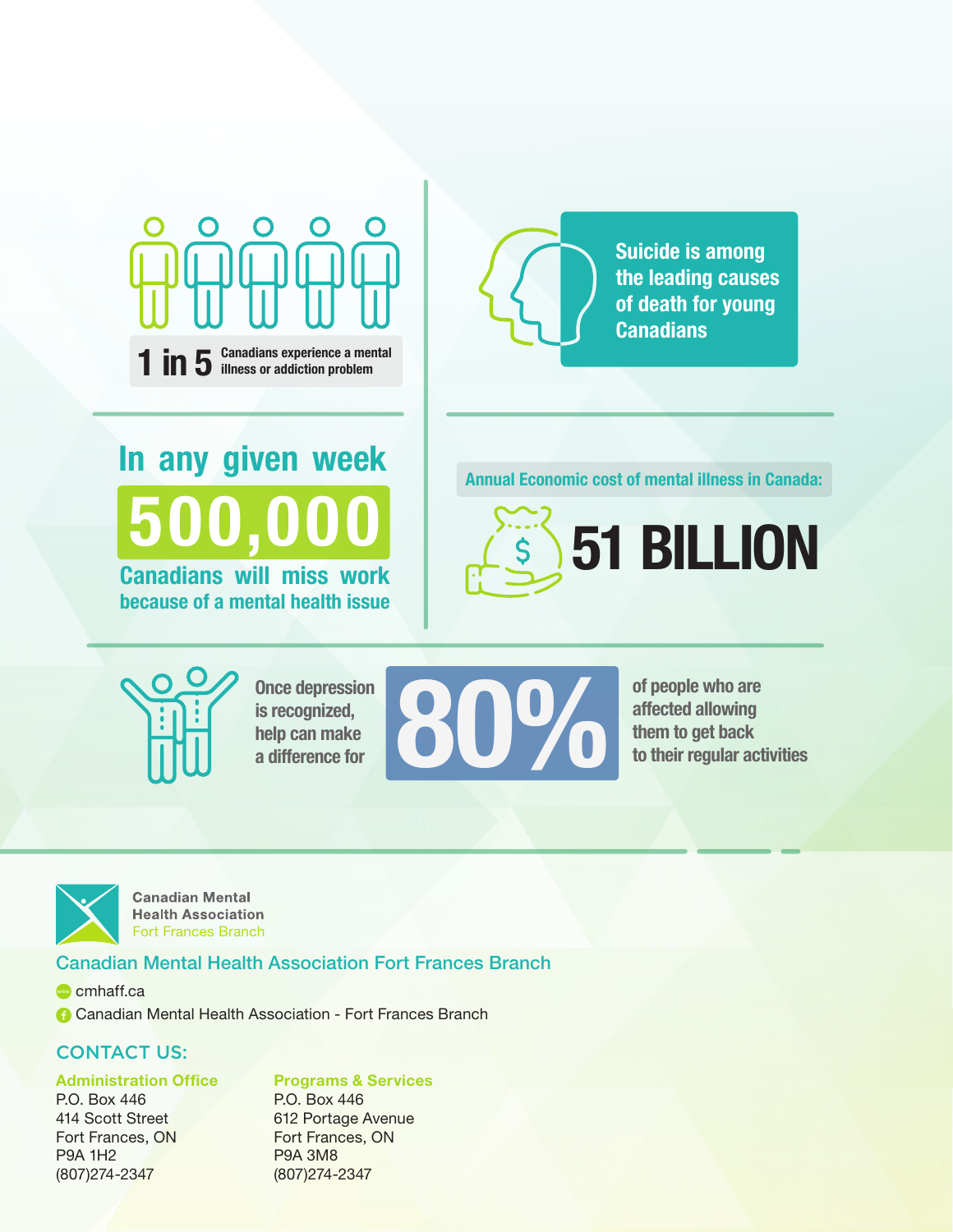**1 in 5** Canadians experience a mental illness or addiction problem

**Suicide is among the leading causes of death for young Canadians**

**In any given week**

# 500,000

**Canadians will miss work because of a mental health issue**

**Annual Economic cost of mental illness in Canada:**

# 51 BILLION

Once depression is recognized, help can make a difference for **80%** of people who are affected allowing them to get back to their regular activities

Canadian Mental Health Association
Fort Frances Branch

## Canadian Mental Health Association Fort Frances Branch

cmhaff.ca

Canadian Mental Health Association - Fort Frances Branch

## CONTACT US:

**Administration Office**
P.O. Box 446
414 Scott Street
Fort Frances, ON
P9A 1H2
(807)274-2347

**Programs & Services**
P.O. Box 446
612 Portage Avenue
Fort Frances, ON
P9A 3M8
(807)274-2347